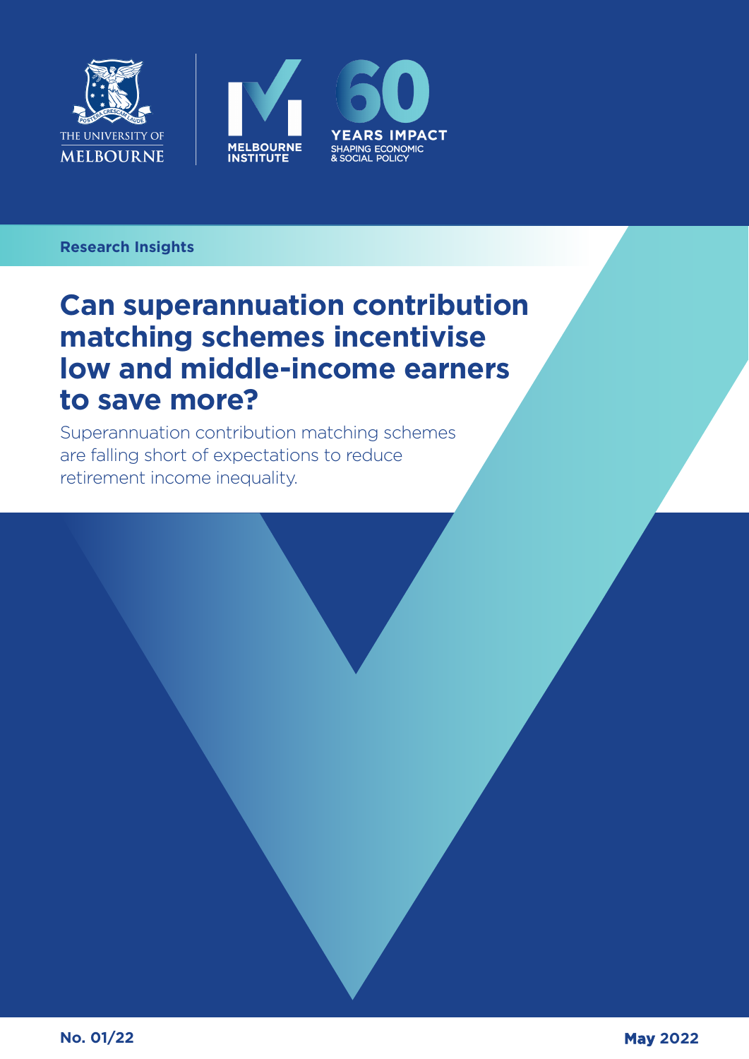THE UNIVERSITY OF MELBOURNE

MELBOURNE INSTITUTE

60 YEARS IMPACT
SHAPING ECONOMIC & SOCIAL POLICY

**Research Insights**

# Can superannuation contribution matching schemes incentivise low and middle-income earners to save more?

Superannuation contribution matching schemes are falling short of expectations to reduce retirement income inequality.

**No. 01/22**

**May 2022**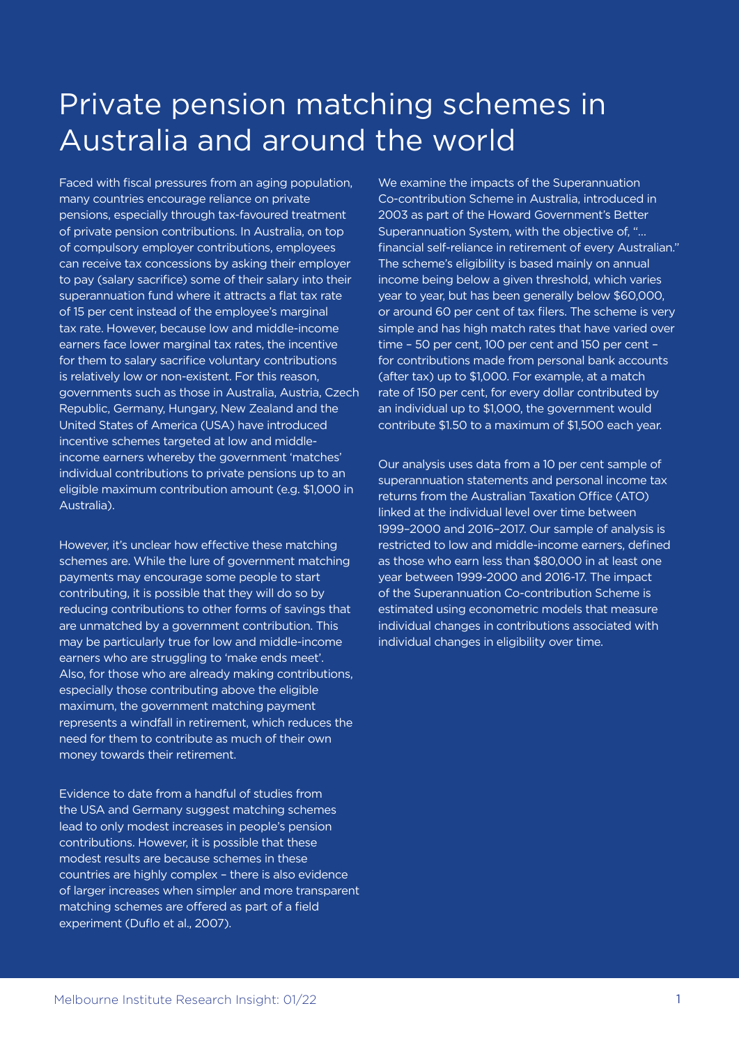# Private pension matching schemes in Australia and around the world

Faced with fiscal pressures from an aging population, many countries encourage reliance on private pensions, especially through tax-favoured treatment of private pension contributions. In Australia, on top of compulsory employer contributions, employees can receive tax concessions by asking their employer to pay (salary sacrifice) some of their salary into their superannuation fund where it attracts a flat tax rate of 15 per cent instead of the employee's marginal tax rate. However, because low and middle-income earners face lower marginal tax rates, the incentive for them to salary sacrifice voluntary contributions is relatively low or non-existent. For this reason, governments such as those in Australia, Austria, Czech Republic, Germany, Hungary, New Zealand and the United States of America (USA) have introduced incentive schemes targeted at low and middle-income earners whereby the government 'matches' individual contributions to private pensions up to an eligible maximum contribution amount (e.g. $1,000 in Australia).

However, it's unclear how effective these matching schemes are. While the lure of government matching payments may encourage some people to start contributing, it is possible that they will do so by reducing contributions to other forms of savings that are unmatched by a government contribution. This may be particularly true for low and middle-income earners who are struggling to 'make ends meet'. Also, for those who are already making contributions, especially those contributing above the eligible maximum, the government matching payment represents a windfall in retirement, which reduces the need for them to contribute as much of their own money towards their retirement.

Evidence to date from a handful of studies from the USA and Germany suggest matching schemes lead to only modest increases in people's pension contributions. However, it is possible that these modest results are because schemes in these countries are highly complex – there is also evidence of larger increases when simpler and more transparent matching schemes are offered as part of a field experiment (Duflo et al., 2007).

We examine the impacts of the Superannuation Co-contribution Scheme in Australia, introduced in 2003 as part of the Howard Government's Better Superannuation System, with the objective of, "... financial self-reliance in retirement of every Australian." The scheme's eligibility is based mainly on annual income being below a given threshold, which varies year to year, but has been generally below $60,000, or around 60 per cent of tax filers. The scheme is very simple and has high match rates that have varied over time – 50 per cent, 100 per cent and 150 per cent – for contributions made from personal bank accounts (after tax) up to $1,000. For example, at a match rate of 150 per cent, for every dollar contributed by an individual up to $1,000, the government would contribute $1.50 to a maximum of $1,500 each year.

Our analysis uses data from a 10 per cent sample of superannuation statements and personal income tax returns from the Australian Taxation Office (ATO) linked at the individual level over time between 1999–2000 and 2016–2017. Our sample of analysis is restricted to low and middle-income earners, defined as those who earn less than $80,000 in at least one year between 1999-2000 and 2016-17. The impact of the Superannuation Co-contribution Scheme is estimated using econometric models that measure individual changes in contributions associated with individual changes in eligibility over time.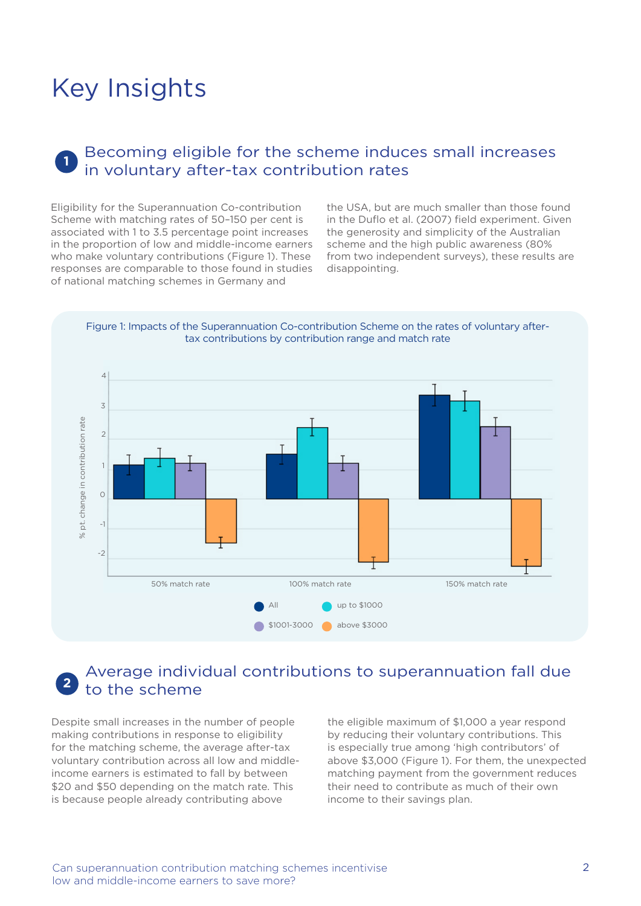# Key Insights

## 1 Becoming eligible for the scheme induces small increases in voluntary after-tax contribution rates

Eligibility for the Superannuation Co-contribution Scheme with matching rates of 50–150 per cent is associated with 1 to 3.5 percentage point increases in the proportion of low and middle-income earners who make voluntary contributions (Figure 1). These responses are comparable to those found in studies of national matching schemes in Germany and the USA, but are much smaller than those found in the Duflo et al. (2007) field experiment. Given the generosity and simplicity of the Australian scheme and the high public awareness (80% from two independent surveys), these results are disappointing.

Figure 1: Impacts of the Superannuation Co-contribution Scheme on the rates of voluntary after-tax contributions by contribution range and match rate

## 2 Average individual contributions to superannuation fall due to the scheme

Despite small increases in the number of people making contributions in response to eligibility for the matching scheme, the average after-tax voluntary contribution across all low and middle-income earners is estimated to fall by between $20 and $50 depending on the match rate. This is because people already contributing above the eligible maximum of $1,000 a year respond by reducing their voluntary contributions. This is especially true among 'high contributors' of above $3,000 (Figure 1). For them, the unexpected matching payment from the government reduces their need to contribute as much of their own income to their savings plan.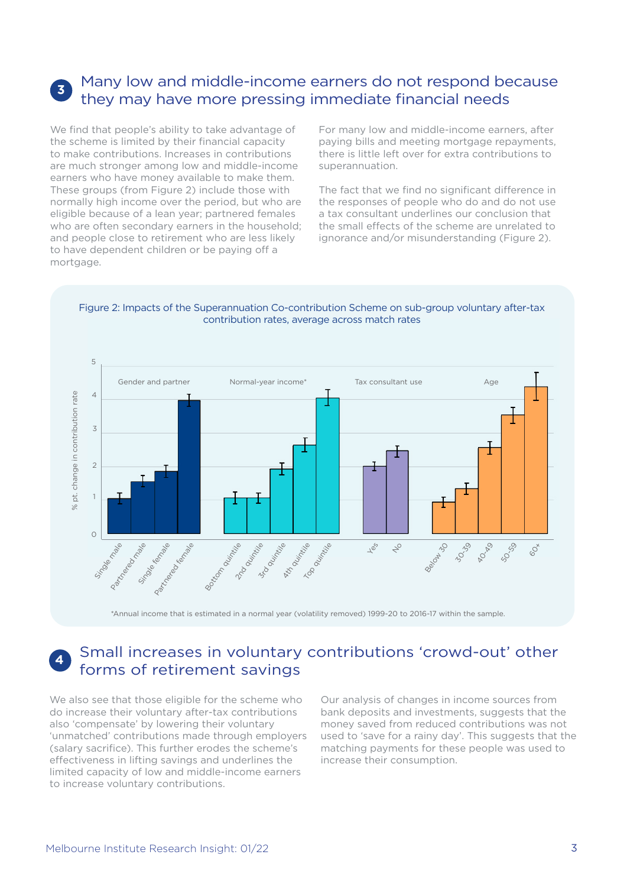## 3 Many low and middle-income earners do not respond because they may have more pressing immediate financial needs

We find that people's ability to take advantage of the scheme is limited by their financial capacity to make contributions. Increases in contributions are much stronger among low and middle-income earners who have money available to make them. These groups (from Figure 2) include those with normally high income over the period, but who are eligible because of a lean year; partnered females who are often secondary earners in the household; and people close to retirement who are less likely to have dependent children or be paying off a mortgage.

For many low and middle-income earners, after paying bills and meeting mortgage repayments, there is little left over for extra contributions to superannuation.

The fact that we find no significant difference in the responses of people who do and do not use a tax consultant underlines our conclusion that the small effects of the scheme are unrelated to ignorance and/or misunderstanding (Figure 2).

Figure 2: Impacts of the Superannuation Co-contribution Scheme on sub-group voluntary after-tax contribution rates, average across match rates

*Annual income that is estimated in a normal year (volatility removed) 1999-20 to 2016-17 within the sample.

## 4 Small increases in voluntary contributions 'crowd-out' other forms of retirement savings

We also see that those eligible for the scheme who do increase their voluntary after-tax contributions also 'compensate' by lowering their voluntary 'unmatched' contributions made through employers (salary sacrifice). This further erodes the scheme's effectiveness in lifting savings and underlines the limited capacity of low and middle-income earners to increase voluntary contributions.

Our analysis of changes in income sources from bank deposits and investments, suggests that the money saved from reduced contributions was not used to 'save for a rainy day'. This suggests that the matching payments for these people was used to increase their consumption.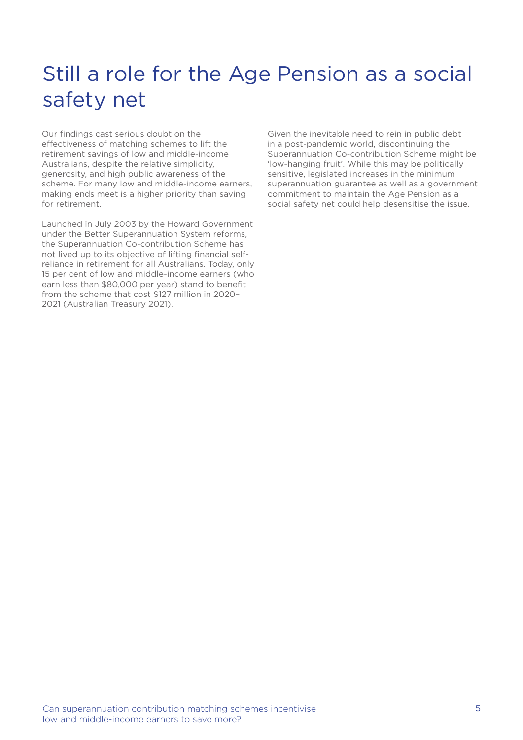# Still a role for the Age Pension as a social safety net

Our findings cast serious doubt on the effectiveness of matching schemes to lift the retirement savings of low and middle-income Australians, despite the relative simplicity, generosity, and high public awareness of the scheme. For many low and middle-income earners, making ends meet is a higher priority than saving for retirement.

Launched in July 2003 by the Howard Government under the Better Superannuation System reforms, the Superannuation Co-contribution Scheme has not lived up to its objective of lifting financial self-reliance in retirement for all Australians. Today, only 15 per cent of low and middle-income earners (who earn less than $80,000 per year) stand to benefit from the scheme that cost $127 million in 2020–2021 (Australian Treasury 2021).

Given the inevitable need to rein in public debt in a post-pandemic world, discontinuing the Superannuation Co-contribution Scheme might be 'low-hanging fruit'. While this may be politically sensitive, legislated increases in the minimum superannuation guarantee as well as a government commitment to maintain the Age Pension as a social safety net could help desensitise the issue.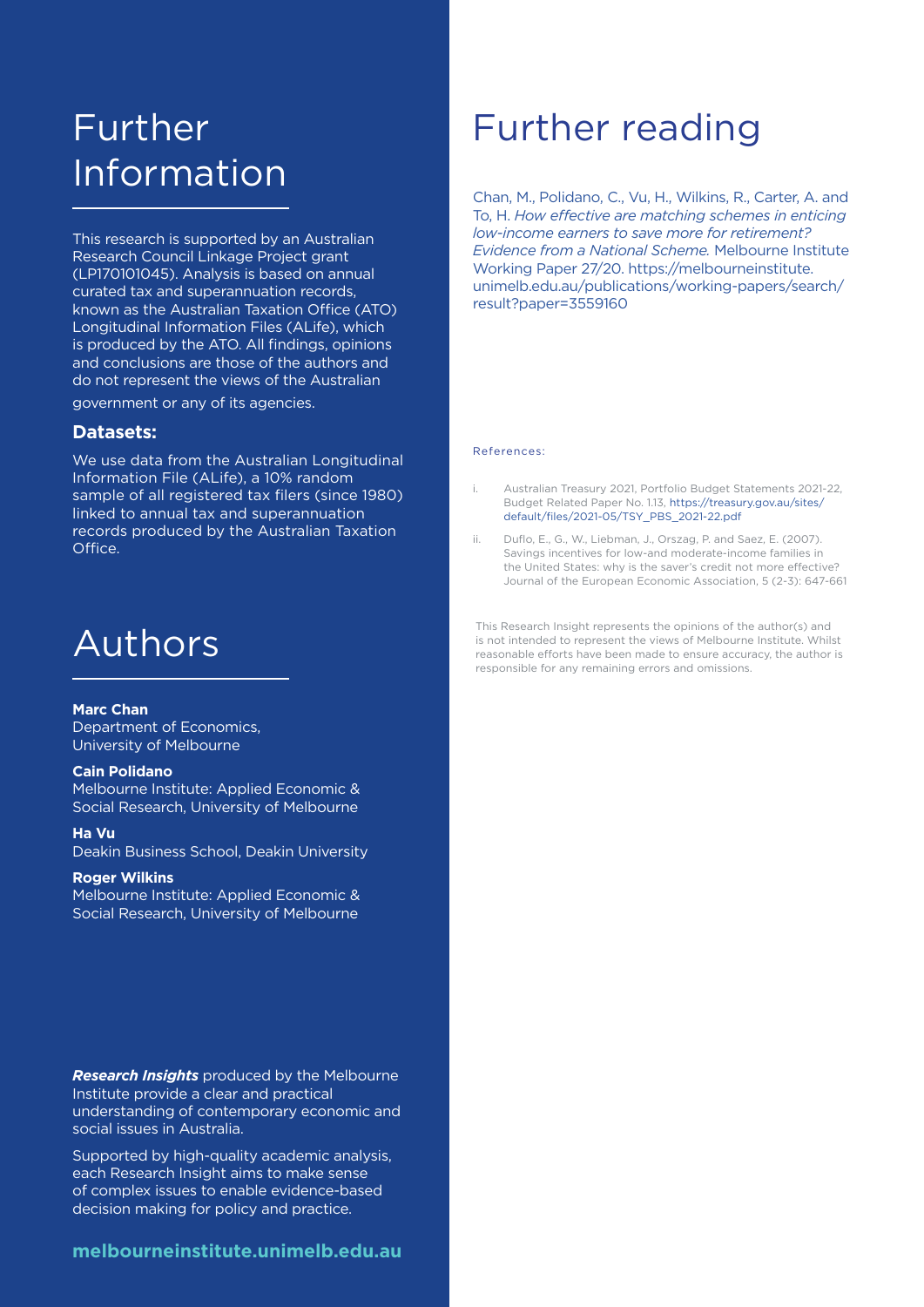# Further Information

This research is supported by an Australian Research Council Linkage Project grant (LP170101045). Analysis is based on annual curated tax and superannuation records, known as the Australian Taxation Office (ATO) Longitudinal Information Files (ALife), which is produced by the ATO. All findings, opinions and conclusions are those of the authors and do not represent the views of the Australian government or any of its agencies.

### Datasets:

We use data from the Australian Longitudinal Information File (ALife), a 10% random sample of all registered tax filers (since 1980) linked to annual tax and superannuation records produced by the Australian Taxation Office.

# Authors

**Marc Chan**
Department of Economics, University of Melbourne

**Cain Polidano**
Melbourne Institute: Applied Economic & Social Research, University of Melbourne

**Ha Vu**
Deakin Business School, Deakin University

**Roger Wilkins**
Melbourne Institute: Applied Economic & Social Research, University of Melbourne

***Research Insights*** produced by the Melbourne Institute provide a clear and practical understanding of contemporary economic and social issues in Australia.

Supported by high-quality academic analysis, each Research Insight aims to make sense of complex issues to enable evidence-based decision making for policy and practice.

**melbourneinstitute.unimelb.edu.au**

# Further reading

Chan, M., Polidano, C., Vu, H., Wilkins, R., Carter, A. and To, H. *How effective are matching schemes in enticing low-income earners to save more for retirement? Evidence from a National Scheme.* Melbourne Institute Working Paper 27/20. https://melbourneinstitute.unimelb.edu.au/publications/working-papers/search/result?paper=3559160

References:

i. Australian Treasury 2021, Portfolio Budget Statements 2021-22, Budget Related Paper No. 1.13, https://treasury.gov.au/sites/default/files/2021-05/TSY_PBS_2021-22.pdf

ii. Duflo, E., G., W., Liebman, J., Orszag, P. and Saez, E. (2007). Savings incentives for low-and moderate-income families in the United States: why is the saver's credit not more effective? Journal of the European Economic Association, 5 (2-3): 647-661

This Research Insight represents the opinions of the author(s) and is not intended to represent the views of Melbourne Institute. Whilst reasonable efforts have been made to ensure accuracy, the author is responsible for any remaining errors and omissions.